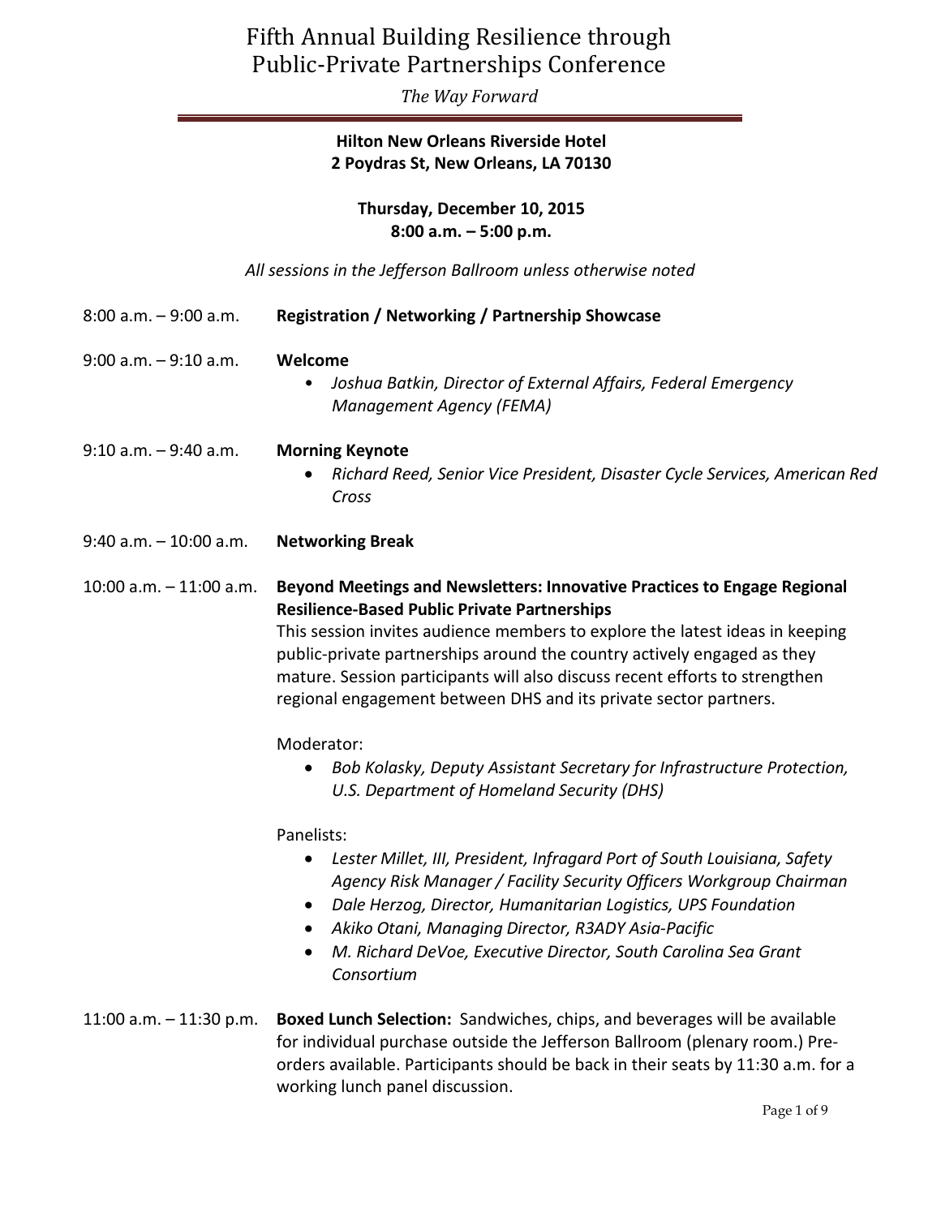# Fifth Annual Building Resilience through Public-Private Partnerships Conference

*The Way Forward*

**Hilton New Orleans Riverside Hotel**
**2 Poydras St, New Orleans, LA 70130**

**Thursday, December 10, 2015**
**8:00 a.m. – 5:00 p.m.**

*All sessions in the Jefferson Ballroom unless otherwise noted*

8:00 a.m. – 9:00 a.m. **Registration / Networking / Partnership Showcase**

9:00 a.m. – 9:10 a.m. **Welcome**

- *Joshua Batkin, Director of External Affairs, Federal Emergency Management Agency (FEMA)*

9:10 a.m. – 9:40 a.m. **Morning Keynote**

- *Richard Reed, Senior Vice President, Disaster Cycle Services, American Red Cross*

9:40 a.m. – 10:00 a.m. **Networking Break**

10:00 a.m. – 11:00 a.m. **Beyond Meetings and Newsletters: Innovative Practices to Engage Regional Resilience-Based Public Private Partnerships**

This session invites audience members to explore the latest ideas in keeping public-private partnerships around the country actively engaged as they mature. Session participants will also discuss recent efforts to strengthen regional engagement between DHS and its private sector partners.

Moderator:

- *Bob Kolasky, Deputy Assistant Secretary for Infrastructure Protection, U.S. Department of Homeland Security (DHS)*

Panelists:

- *Lester Millet, III, President, Infragard Port of South Louisiana, Safety Agency Risk Manager / Facility Security Officers Workgroup Chairman*
- *Dale Herzog, Director, Humanitarian Logistics, UPS Foundation*
- *Akiko Otani, Managing Director, R3ADY Asia-Pacific*
- *M. Richard DeVoe, Executive Director, South Carolina Sea Grant Consortium*

11:00 a.m. – 11:30 p.m. **Boxed Lunch Selection:** Sandwiches, chips, and beverages will be available for individual purchase outside the Jefferson Ballroom (plenary room.) Pre-orders available. Participants should be back in their seats by 11:30 a.m. for a working lunch panel discussion.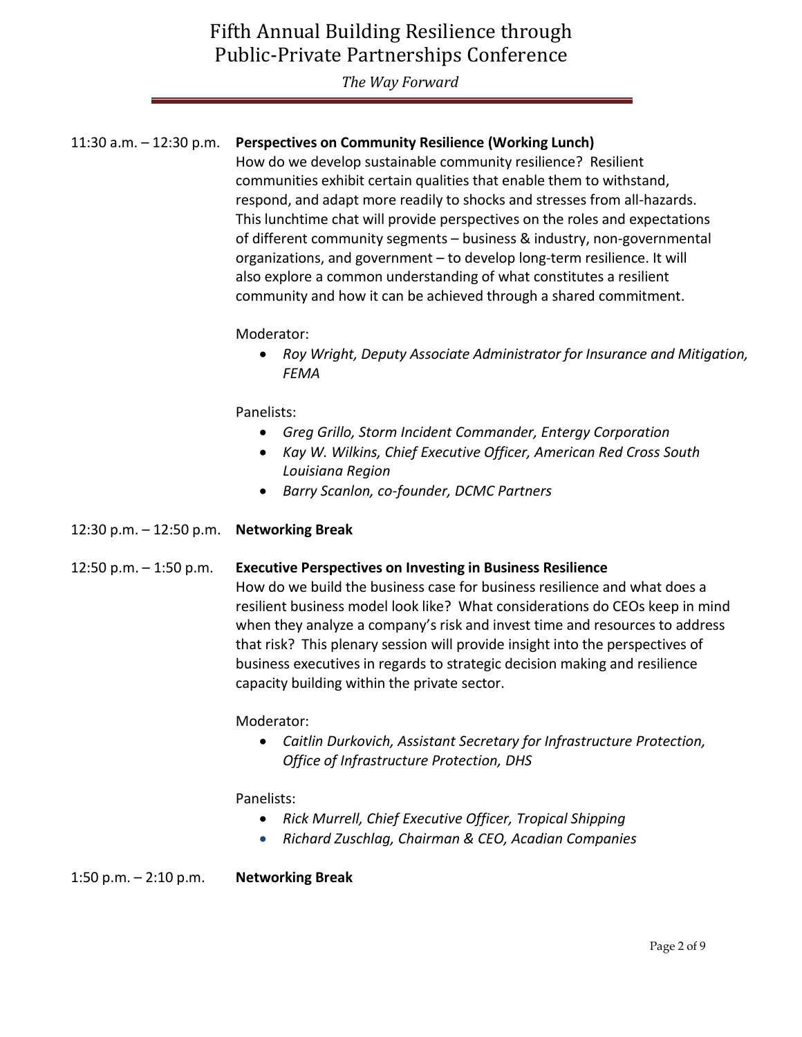11:30 a.m. – 12:30 p.m. **Perspectives on Community Resilience (Working Lunch)**

How do we develop sustainable community resilience? Resilient communities exhibit certain qualities that enable them to withstand, respond, and adapt more readily to shocks and stresses from all-hazards. This lunchtime chat will provide perspectives on the roles and expectations of different community segments – business & industry, non-governmental organizations, and government – to develop long-term resilience. It will also explore a common understanding of what constitutes a resilient community and how it can be achieved through a shared commitment.

Moderator:

- *Roy Wright, Deputy Associate Administrator for Insurance and Mitigation, FEMA*

Panelists:

- *Greg Grillo, Storm Incident Commander, Entergy Corporation*
- *Kay W. Wilkins, Chief Executive Officer, American Red Cross South Louisiana Region*
- *Barry Scanlon, co-founder, DCMC Partners*

12:30 p.m. – 12:50 p.m. **Networking Break**

12:50 p.m. – 1:50 p.m. **Executive Perspectives on Investing in Business Resilience**

How do we build the business case for business resilience and what does a resilient business model look like? What considerations do CEOs keep in mind when they analyze a company's risk and invest time and resources to address that risk? This plenary session will provide insight into the perspectives of business executives in regards to strategic decision making and resilience capacity building within the private sector.

Moderator:

- *Caitlin Durkovich, Assistant Secretary for Infrastructure Protection, Office of Infrastructure Protection, DHS*

Panelists:

- *Rick Murrell, Chief Executive Officer, Tropical Shipping*
- *Richard Zuschlag, Chairman & CEO, Acadian Companies*

1:50 p.m. – 2:10 p.m. **Networking Break**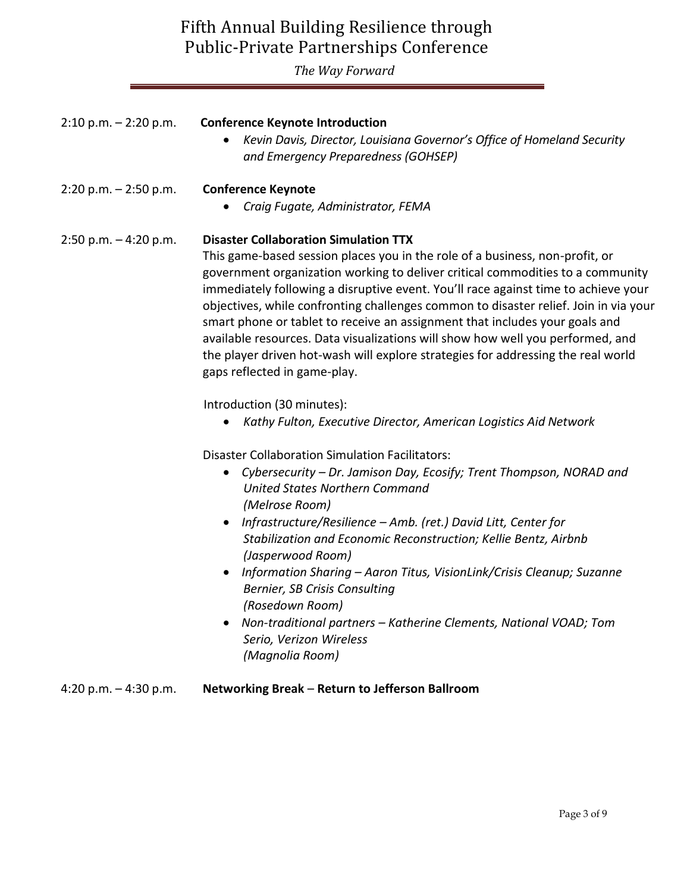2:10 p.m. – 2:20 p.m. **Conference Keynote Introduction**

- *Kevin Davis, Director, Louisiana Governor's Office of Homeland Security and Emergency Preparedness (GOHSEP)*

2:20 p.m. – 2:50 p.m. **Conference Keynote**

- *Craig Fugate, Administrator, FEMA*

2:50 p.m. – 4:20 p.m. **Disaster Collaboration Simulation TTX**

This game-based session places you in the role of a business, non-profit, or government organization working to deliver critical commodities to a community immediately following a disruptive event. You'll race against time to achieve your objectives, while confronting challenges common to disaster relief. Join in via your smart phone or tablet to receive an assignment that includes your goals and available resources. Data visualizations will show how well you performed, and the player driven hot-wash will explore strategies for addressing the real world gaps reflected in game-play.

Introduction (30 minutes):

- *Kathy Fulton, Executive Director, American Logistics Aid Network*

Disaster Collaboration Simulation Facilitators:

- *Cybersecurity – Dr. Jamison Day, Ecosify; Trent Thompson, NORAD and United States Northern Command (Melrose Room)*
- *Infrastructure/Resilience – Amb. (ret.) David Litt, Center for Stabilization and Economic Reconstruction; Kellie Bentz, Airbnb (Jasperwood Room)*
- *Information Sharing – Aaron Titus, VisionLink/Crisis Cleanup; Suzanne Bernier, SB Crisis Consulting (Rosedown Room)*
- *Non-traditional partners – Katherine Clements, National VOAD; Tom Serio, Verizon Wireless (Magnolia Room)*

4:20 p.m. – 4:30 p.m. **Networking Break** – **Return to Jefferson Ballroom**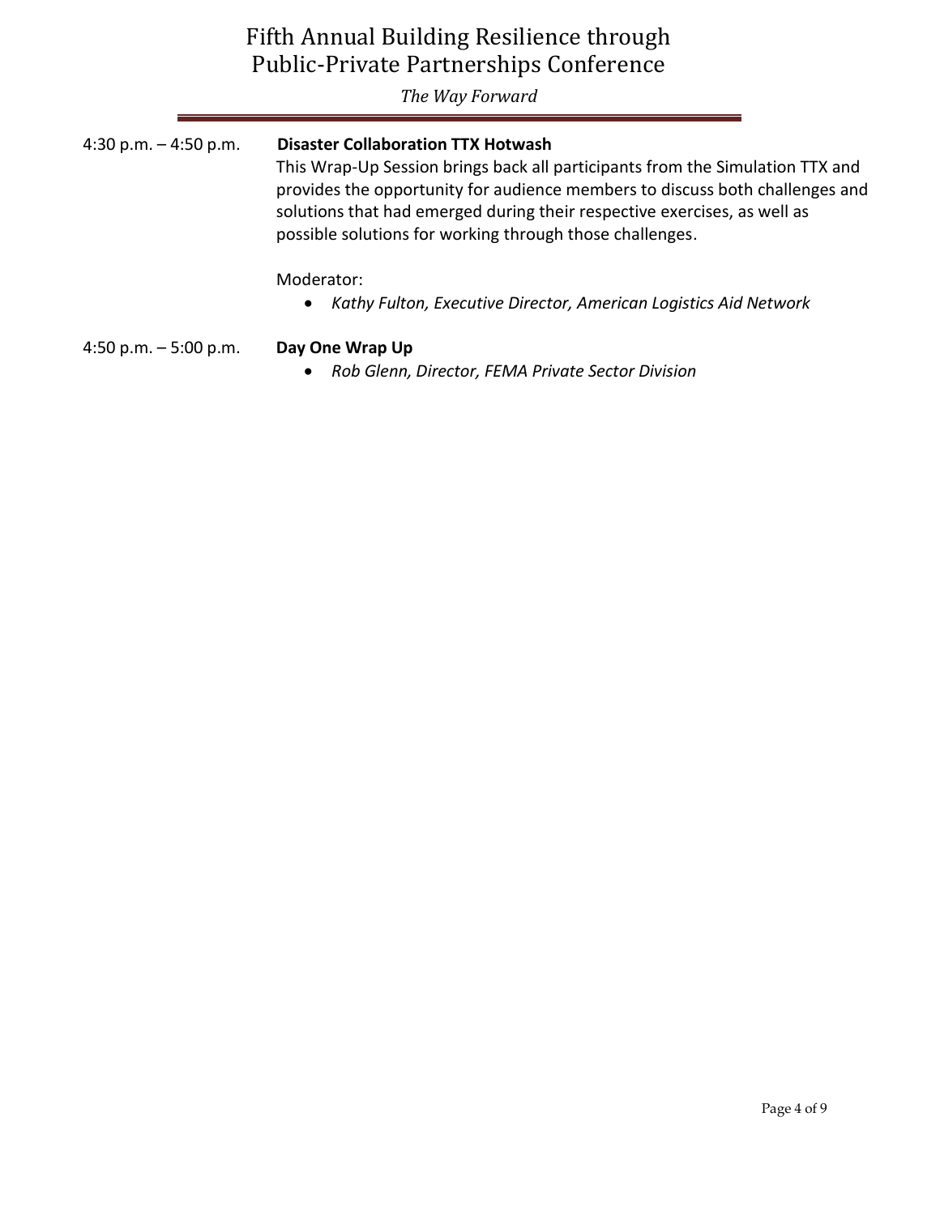4:30 p.m. – 4:50 p.m. **Disaster Collaboration TTX Hotwash**

This Wrap-Up Session brings back all participants from the Simulation TTX and provides the opportunity for audience members to discuss both challenges and solutions that had emerged during their respective exercises, as well as possible solutions for working through those challenges.

Moderator:

- *Kathy Fulton, Executive Director, American Logistics Aid Network*

4:50 p.m. – 5:00 p.m. **Day One Wrap Up**

- *Rob Glenn, Director, FEMA Private Sector Division*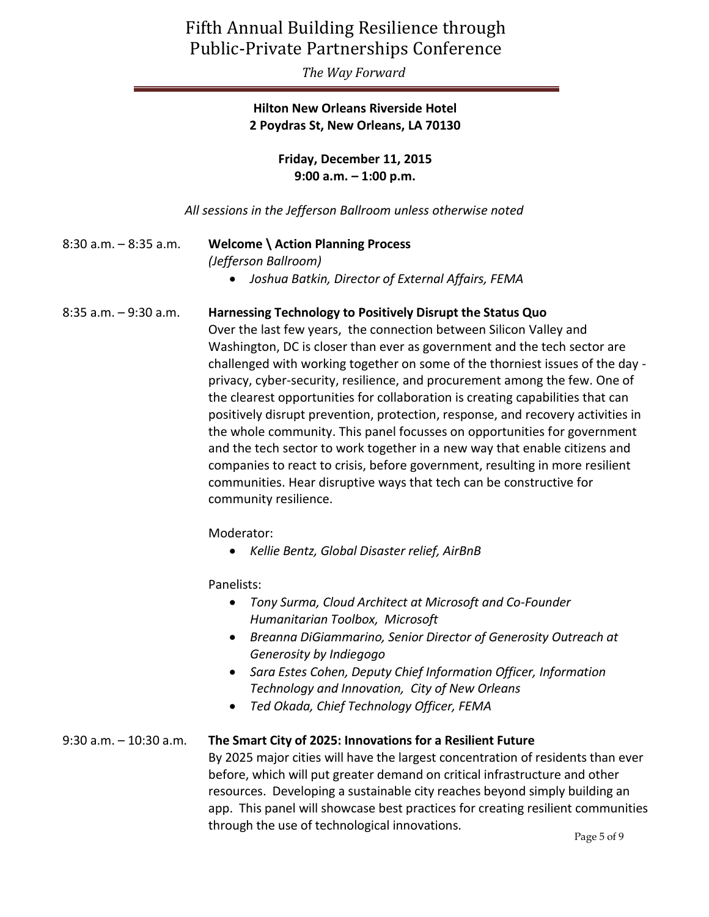# Fifth Annual Building Resilience through Public-Private Partnerships Conference

*The Way Forward*

**Hilton New Orleans Riverside Hotel**
**2 Poydras St, New Orleans, LA 70130**

**Friday, December 11, 2015**
**9:00 a.m. – 1:00 p.m.**

*All sessions in the Jefferson Ballroom unless otherwise noted*

8:30 a.m. – 8:35 a.m. **Welcome \ Action Planning Process**
*(Jefferson Ballroom)*

- *Joshua Batkin, Director of External Affairs, FEMA*

8:35 a.m. – 9:30 a.m. **Harnessing Technology to Positively Disrupt the Status Quo**

Over the last few years, the connection between Silicon Valley and Washington, DC is closer than ever as government and the tech sector are challenged with working together on some of the thorniest issues of the day - privacy, cyber-security, resilience, and procurement among the few. One of the clearest opportunities for collaboration is creating capabilities that can positively disrupt prevention, protection, response, and recovery activities in the whole community. This panel focusses on opportunities for government and the tech sector to work together in a new way that enable citizens and companies to react to crisis, before government, resulting in more resilient communities. Hear disruptive ways that tech can be constructive for community resilience.

Moderator:

- *Kellie Bentz, Global Disaster relief, AirBnB*

Panelists:

- *Tony Surma, Cloud Architect at Microsoft and Co-Founder Humanitarian Toolbox, Microsoft*
- *Breanna DiGiammarino, Senior Director of Generosity Outreach at Generosity by Indiegogo*
- *Sara Estes Cohen, Deputy Chief Information Officer, Information Technology and Innovation, City of New Orleans*
- *Ted Okada, Chief Technology Officer, FEMA*

9:30 a.m. – 10:30 a.m. **The Smart City of 2025: Innovations for a Resilient Future**

By 2025 major cities will have the largest concentration of residents than ever before, which will put greater demand on critical infrastructure and other resources. Developing a sustainable city reaches beyond simply building an app. This panel will showcase best practices for creating resilient communities through the use of technological innovations.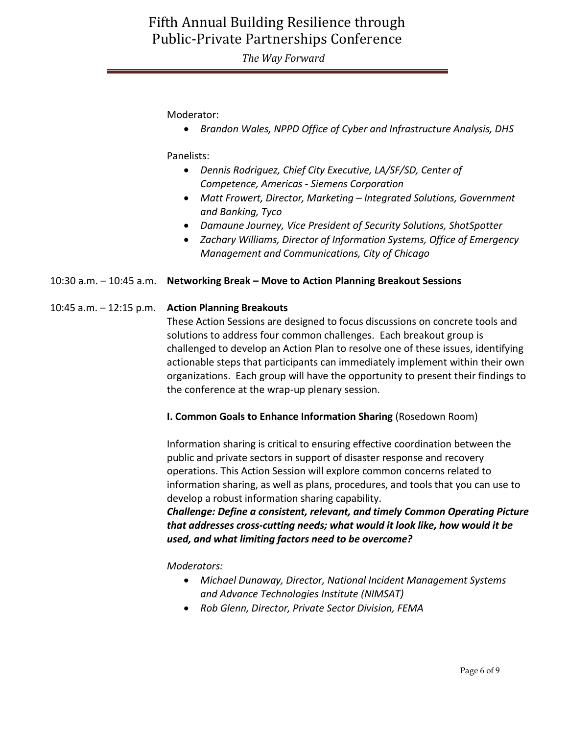Moderator:

- *Brandon Wales, NPPD Office of Cyber and Infrastructure Analysis, DHS*

Panelists:

- *Dennis Rodriguez, Chief City Executive, LA/SF/SD, Center of Competence, Americas - Siemens Corporation*
- *Matt Frowert, Director, Marketing – Integrated Solutions, Government and Banking, Tyco*
- *Damaune Journey, Vice President of Security Solutions, ShotSpotter*
- *Zachary Williams, Director of Information Systems, Office of Emergency Management and Communications, City of Chicago*

10:30 a.m. – 10:45 a.m. **Networking Break – Move to Action Planning Breakout Sessions**

10:45 a.m. – 12:15 p.m. **Action Planning Breakouts**

These Action Sessions are designed to focus discussions on concrete tools and solutions to address four common challenges. Each breakout group is challenged to develop an Action Plan to resolve one of these issues, identifying actionable steps that participants can immediately implement within their own organizations. Each group will have the opportunity to present their findings to the conference at the wrap-up plenary session.

**I. Common Goals to Enhance Information Sharing** (Rosedown Room)

Information sharing is critical to ensuring effective coordination between the public and private sectors in support of disaster response and recovery operations. This Action Session will explore common concerns related to information sharing, as well as plans, procedures, and tools that you can use to develop a robust information sharing capability.

***Challenge: Define a consistent, relevant, and timely Common Operating Picture that addresses cross-cutting needs; what would it look like, how would it be used, and what limiting factors need to be overcome?***

*Moderators:*

- *Michael Dunaway, Director, National Incident Management Systems and Advance Technologies Institute (NIMSAT)*
- *Rob Glenn, Director, Private Sector Division, FEMA*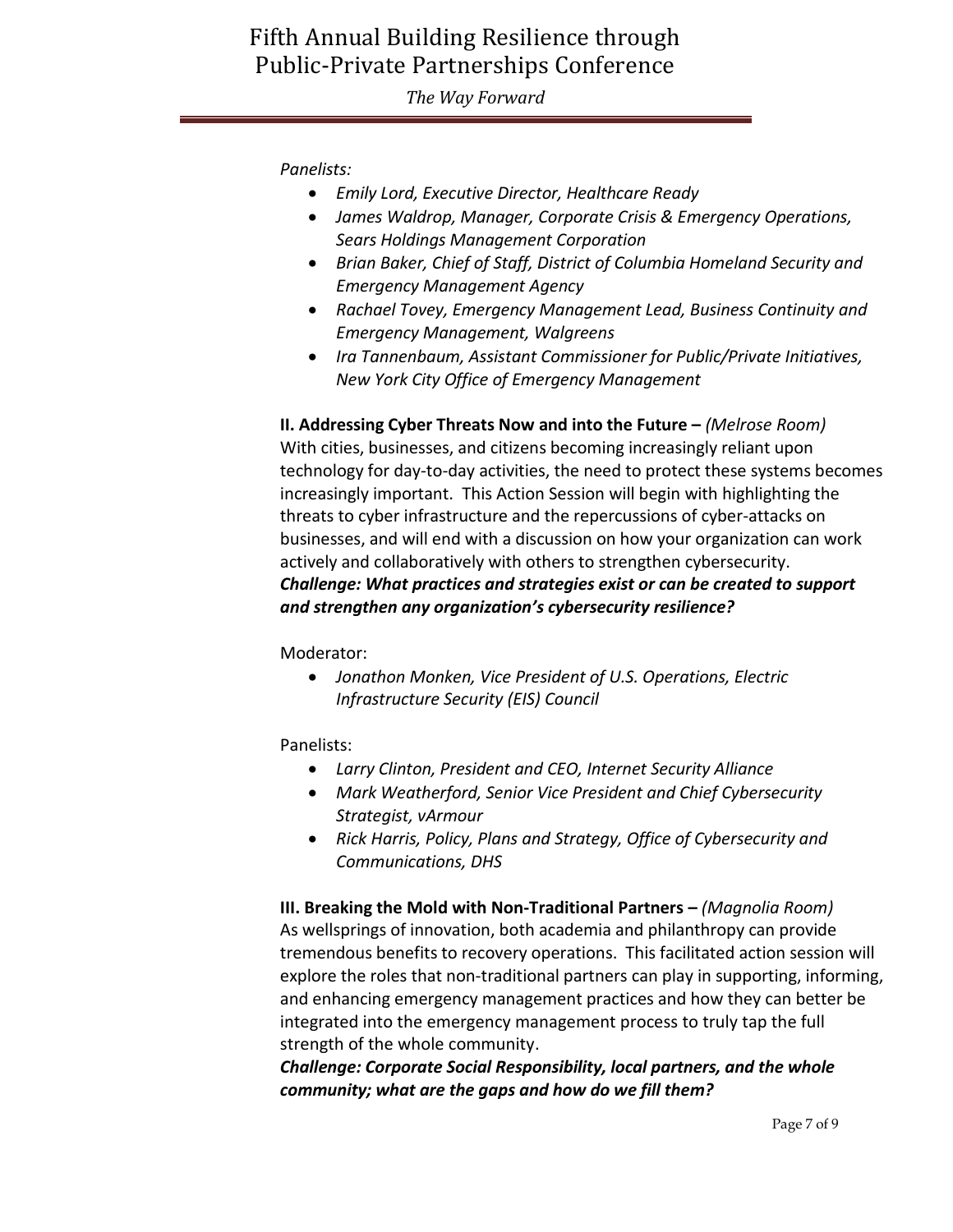*Panelists:*

- *Emily Lord, Executive Director, Healthcare Ready*
- *James Waldrop, Manager, Corporate Crisis & Emergency Operations, Sears Holdings Management Corporation*
- *Brian Baker, Chief of Staff, District of Columbia Homeland Security and Emergency Management Agency*
- *Rachael Tovey, Emergency Management Lead, Business Continuity and Emergency Management, Walgreens*
- *Ira Tannenbaum, Assistant Commissioner for Public/Private Initiatives, New York City Office of Emergency Management*

**II. Addressing Cyber Threats Now and into the Future –** *(Melrose Room)*
With cities, businesses, and citizens becoming increasingly reliant upon technology for day-to-day activities, the need to protect these systems becomes increasingly important. This Action Session will begin with highlighting the threats to cyber infrastructure and the repercussions of cyber-attacks on businesses, and will end with a discussion on how your organization can work actively and collaboratively with others to strengthen cybersecurity.
***Challenge: What practices and strategies exist or can be created to support and strengthen any organization's cybersecurity resilience?***

Moderator:

- *Jonathon Monken, Vice President of U.S. Operations, Electric Infrastructure Security (EIS) Council*

Panelists:

- *Larry Clinton, President and CEO, Internet Security Alliance*
- *Mark Weatherford, Senior Vice President and Chief Cybersecurity Strategist, vArmour*
- *Rick Harris, Policy, Plans and Strategy, Office of Cybersecurity and Communications, DHS*

**III. Breaking the Mold with Non-Traditional Partners –** *(Magnolia Room)*
As wellsprings of innovation, both academia and philanthropy can provide tremendous benefits to recovery operations. This facilitated action session will explore the roles that non-traditional partners can play in supporting, informing, and enhancing emergency management practices and how they can better be integrated into the emergency management process to truly tap the full strength of the whole community.
***Challenge: Corporate Social Responsibility, local partners, and the whole community; what are the gaps and how do we fill them?***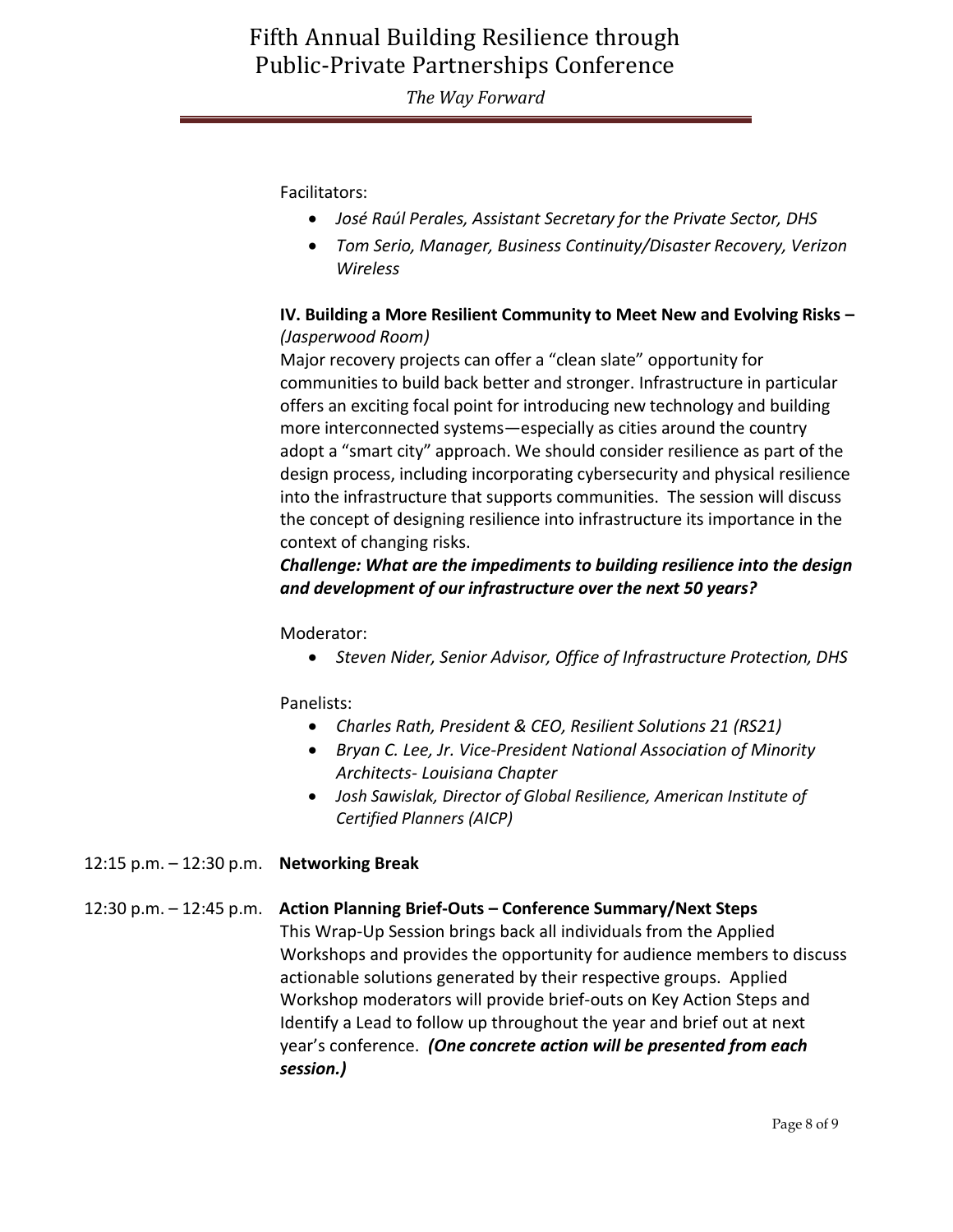Facilitators:

- *José Raúl Perales, Assistant Secretary for the Private Sector, DHS*
- *Tom Serio, Manager, Business Continuity/Disaster Recovery, Verizon Wireless*

**IV. Building a More Resilient Community to Meet New and Evolving Risks –** *(Jasperwood Room)*

Major recovery projects can offer a "clean slate" opportunity for communities to build back better and stronger. Infrastructure in particular offers an exciting focal point for introducing new technology and building more interconnected systems—especially as cities around the country adopt a "smart city" approach. We should consider resilience as part of the design process, including incorporating cybersecurity and physical resilience into the infrastructure that supports communities. The session will discuss the concept of designing resilience into infrastructure its importance in the context of changing risks.

***Challenge: What are the impediments to building resilience into the design and development of our infrastructure over the next 50 years?***

Moderator:

- *Steven Nider, Senior Advisor, Office of Infrastructure Protection, DHS*

Panelists:

- *Charles Rath, President & CEO, Resilient Solutions 21 (RS21)*
- *Bryan C. Lee, Jr. Vice-President National Association of Minority Architects- Louisiana Chapter*
- *Josh Sawislak, Director of Global Resilience, American Institute of Certified Planners (AICP)*

12:15 p.m. – 12:30 p.m. **Networking Break**

12:30 p.m. – 12:45 p.m. **Action Planning Brief-Outs – Conference Summary/Next Steps**

This Wrap-Up Session brings back all individuals from the Applied Workshops and provides the opportunity for audience members to discuss actionable solutions generated by their respective groups. Applied Workshop moderators will provide brief-outs on Key Action Steps and Identify a Lead to follow up throughout the year and brief out at next year's conference. ***(One concrete action will be presented from each session.)***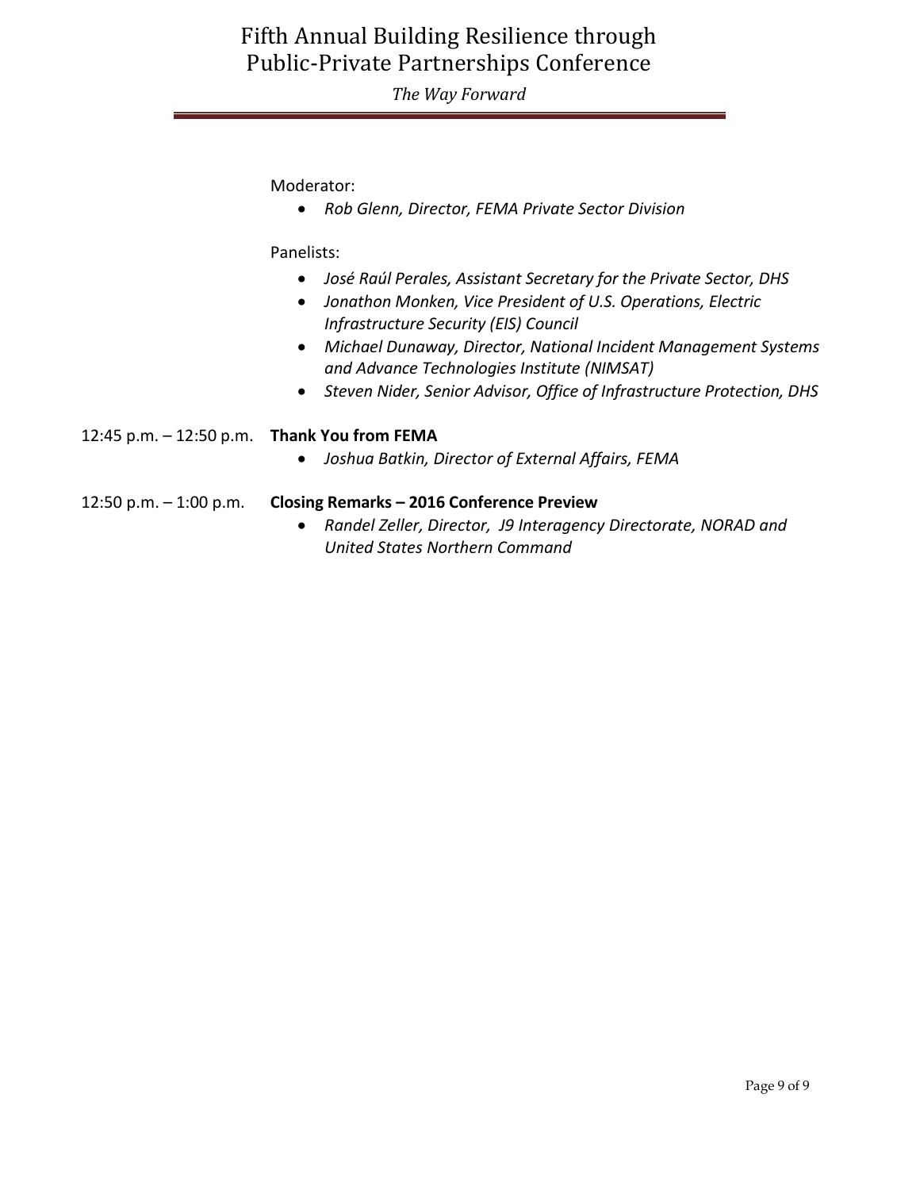Moderator:

- *Rob Glenn, Director, FEMA Private Sector Division*

Panelists:

- *José Raúl Perales, Assistant Secretary for the Private Sector, DHS*
- *Jonathon Monken, Vice President of U.S. Operations, Electric Infrastructure Security (EIS) Council*
- *Michael Dunaway, Director, National Incident Management Systems and Advance Technologies Institute (NIMSAT)*
- *Steven Nider, Senior Advisor, Office of Infrastructure Protection, DHS*

12:45 p.m. – 12:50 p.m. **Thank You from FEMA**

- *Joshua Batkin, Director of External Affairs, FEMA*

12:50 p.m. – 1:00 p.m. **Closing Remarks – 2016 Conference Preview**

- *Randel Zeller, Director, J9 Interagency Directorate, NORAD and United States Northern Command*